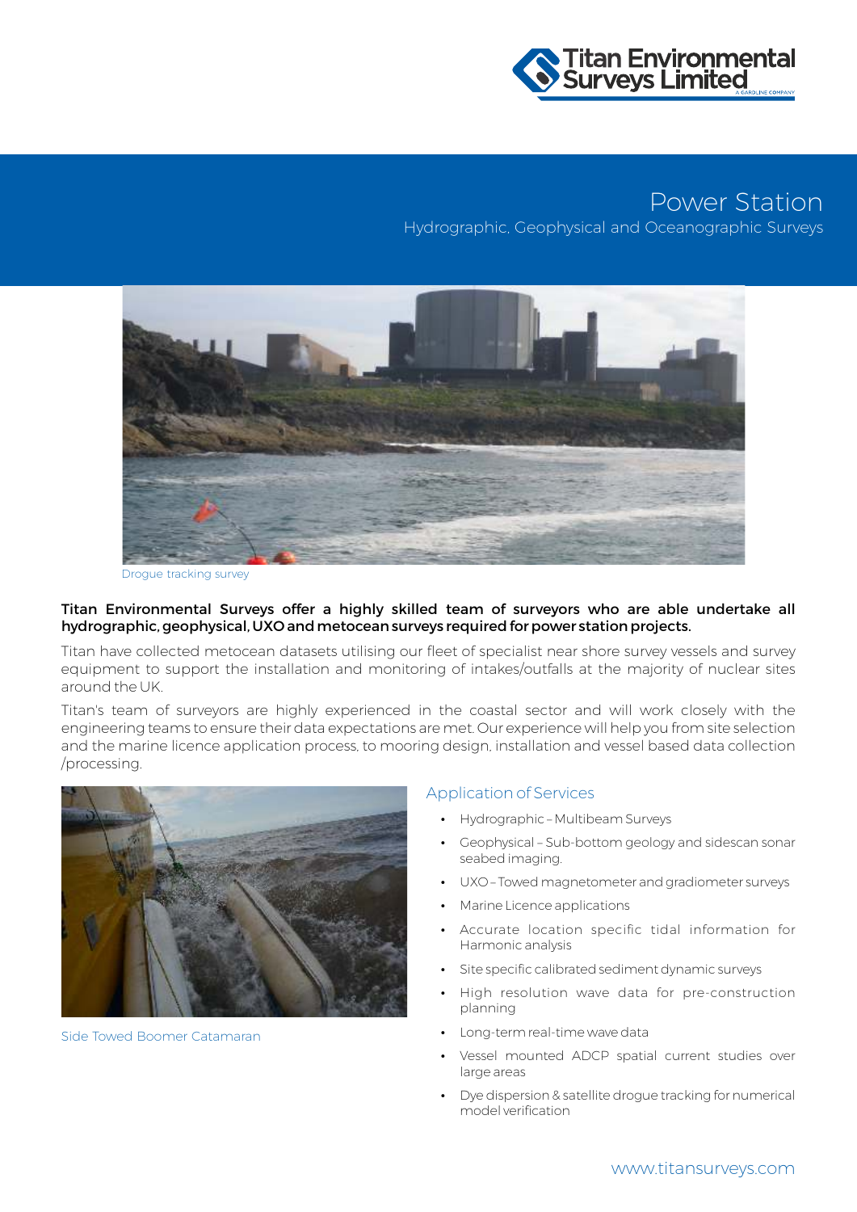Titan Environmental Surveys Limited

# Power Station

## Hydrographic, Geophysical and Oceanographic Surveys

Drogue tracking survey

**Titan Environmental Surveys offer a highly skilled team of surveyors who are able undertake all hydrographic, geophysical, UXO and metocean surveys required for power station projects.**

Titan have collected metocean datasets utilising our fleet of specialist near shore survey vessels and survey equipment to support the installation and monitoring of intakes/outfalls at the majority of nuclear sites around the UK.

Titan's team of surveyors are highly experienced in the coastal sector and will work closely with the engineering teams to ensure their data expectations are met. Our experience will help you from site selection and the marine licence application process, to mooring design, installation and vessel based data collection /processing.

Side Towed Boomer Catamaran

### Application of Services

- Hydrographic – Multibeam Surveys
- Geophysical – Sub-bottom geology and sidescan sonar seabed imaging.
- UXO – Towed magnetometer and gradiometer surveys
- Marine Licence applications
- Accurate location specific tidal information for Harmonic analysis
- Site specific calibrated sediment dynamic surveys
- High resolution wave data for pre-construction planning
- Long-term real-time wave data
- Vessel mounted ADCP spatial current studies over large areas
- Dye dispersion & satellite drogue tracking for numerical model verification

www.titansurveys.com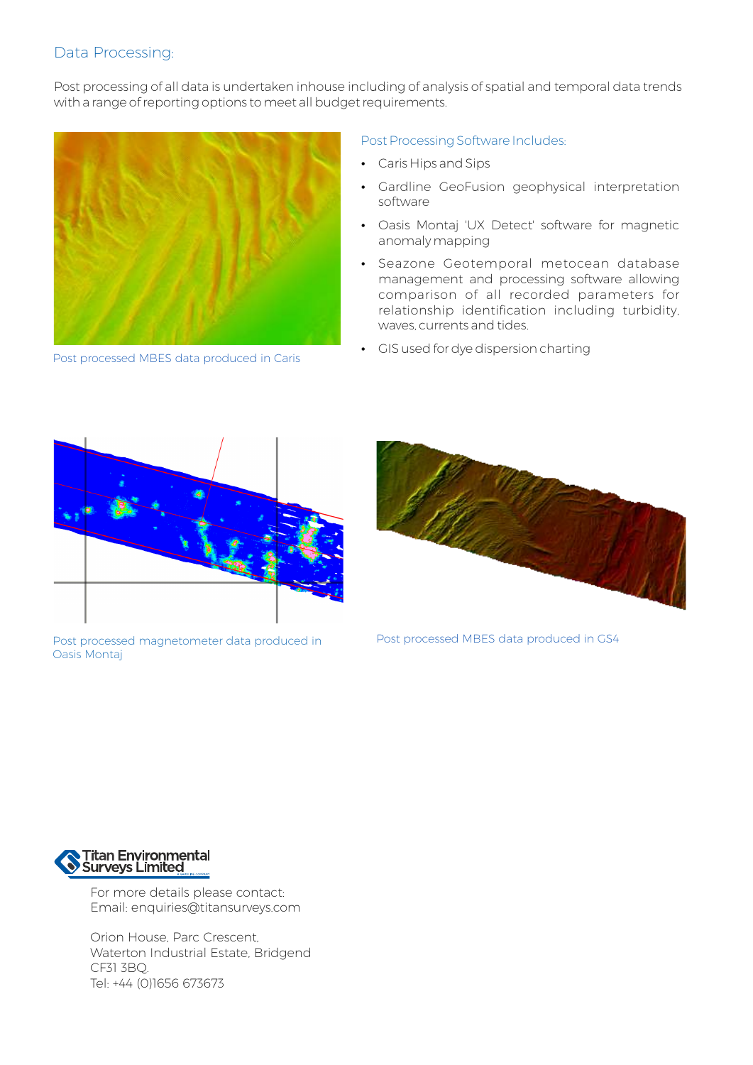## Data Processing:

Post processing of all data is undertaken inhouse including of analysis of spatial and temporal data trends with a range of reporting options to meet all budget requirements.

Post processed MBES data produced in Caris

### Post Processing Software Includes:

- Caris Hips and Sips
- Gardline GeoFusion geophysical interpretation software
- Oasis Montaj 'UX Detect' software for magnetic anomaly mapping
- Seazone Geotemporal metocean database management and processing software allowing comparison of all recorded parameters for relationship identification including turbidity, waves, currents and tides.
- GIS used for dye dispersion charting

Post processed magnetometer data produced in Oasis Montaj

Post processed MBES data produced in GS4

Titan Environmental Surveys Limited

For more details please contact:
Email: enquiries@titansurveys.com

Orion House, Parc Crescent,
Waterton Industrial Estate, Bridgend
CF31 3BQ.
Tel: +44 (0)1656 673673